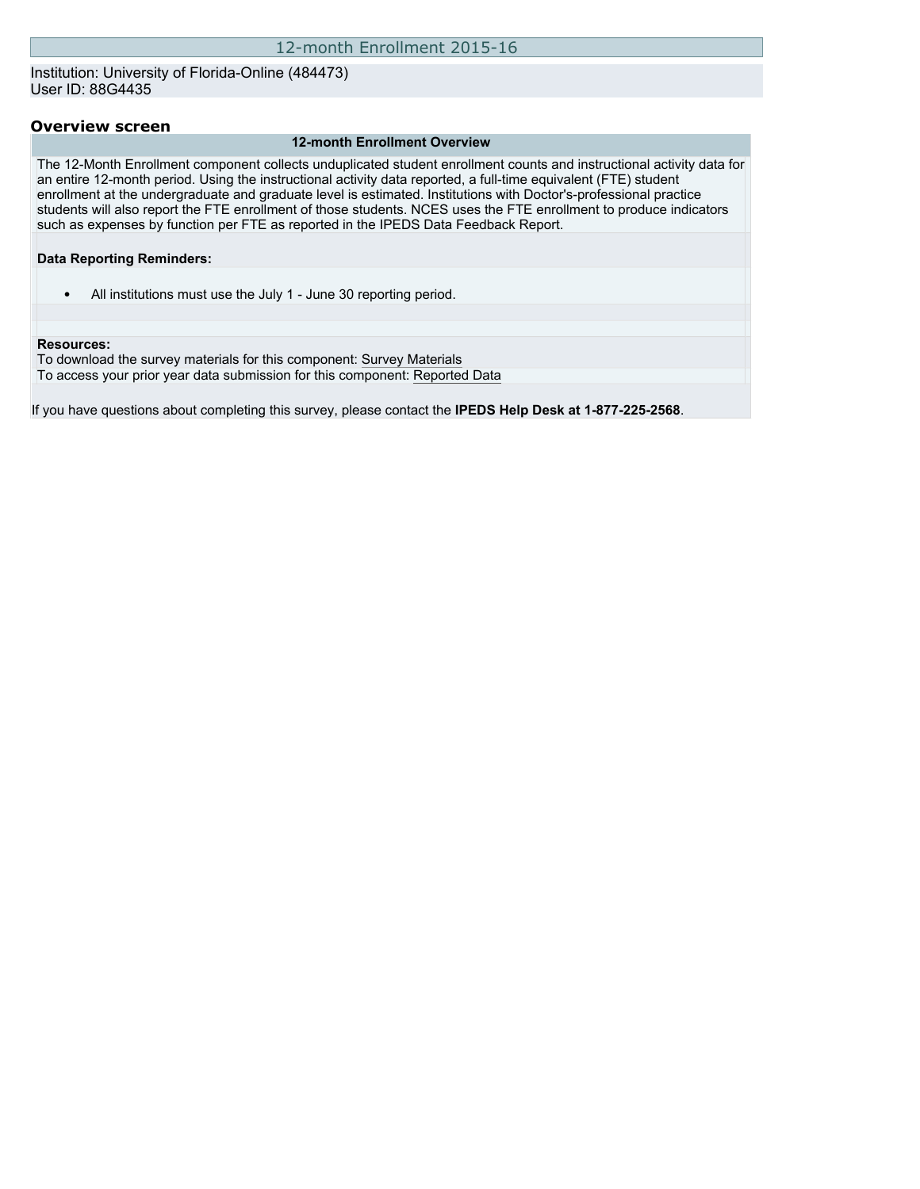# 12-month Enrollment 2015-16

Institution: University of Florida-Online (484473)
User ID: 88G4435

## Overview screen

### 12-month Enrollment Overview

The 12-Month Enrollment component collects unduplicated student enrollment counts and instructional activity data for an entire 12-month period. Using the instructional activity data reported, a full-time equivalent (FTE) student enrollment at the undergraduate and graduate level is estimated. Institutions with Doctor's-professional practice students will also report the FTE enrollment of those students. NCES uses the FTE enrollment to produce indicators such as expenses by function per FTE as reported in the IPEDS Data Feedback Report.

**Data Reporting Reminders:**

- All institutions must use the July 1 - June 30 reporting period.

**Resources:**
To download the survey materials for this component: Survey Materials
To access your prior year data submission for this component: Reported Data

If you have questions about completing this survey, please contact the **IPEDS Help Desk at 1-877-225-2568**.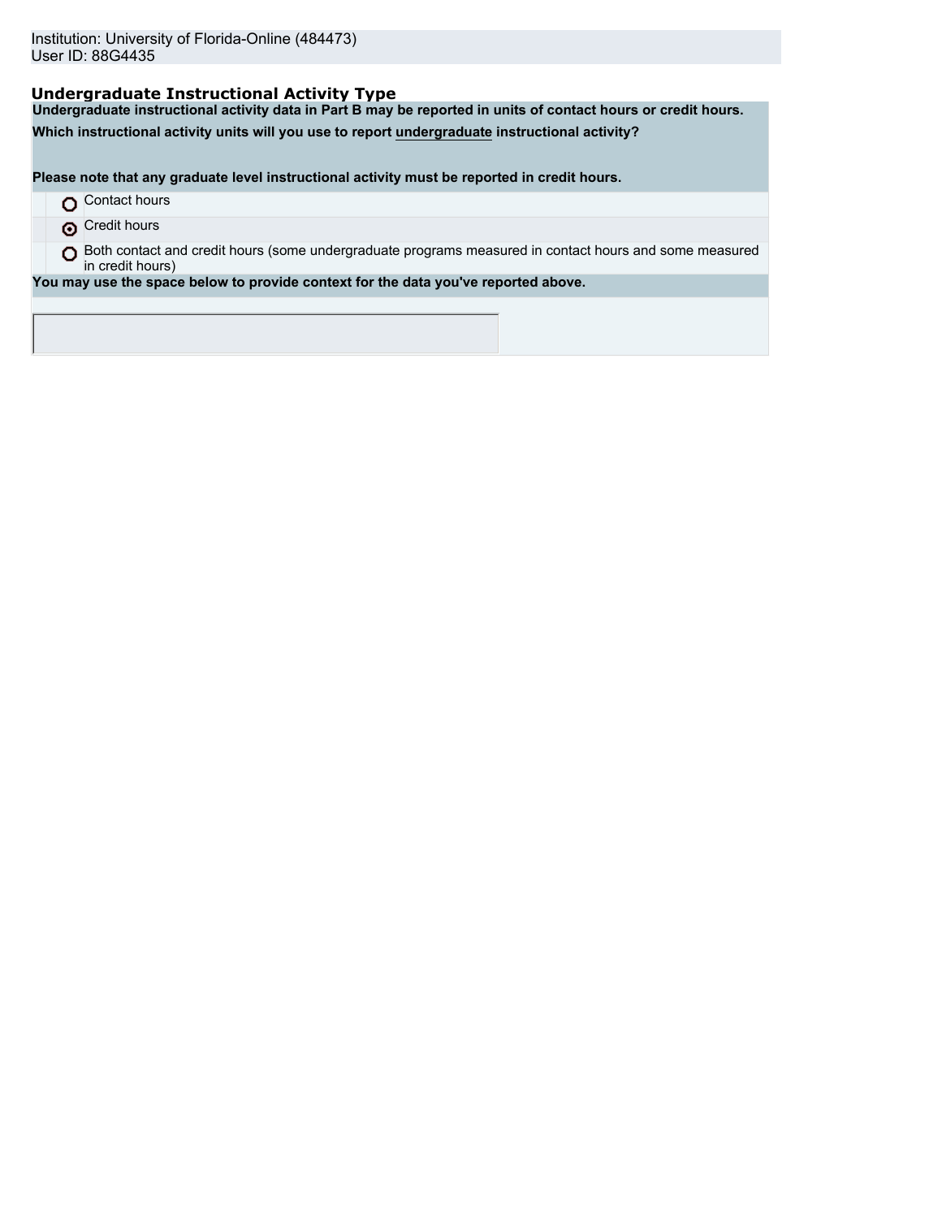Institution: University of Florida-Online (484473)
User ID: 88G4435

## Undergraduate Instructional Activity Type

**Undergraduate instructional activity data in Part B may be reported in units of contact hours or credit hours.**

**Which instructional activity units will you use to report undergraduate instructional activity?**

**Please note that any graduate level instructional activity must be reported in credit hours.**

- ○ Contact hours
- ◉ Credit hours
- ○ Both contact and credit hours (some undergraduate programs measured in contact hours and some measured in credit hours)

**You may use the space below to provide context for the data you've reported above.**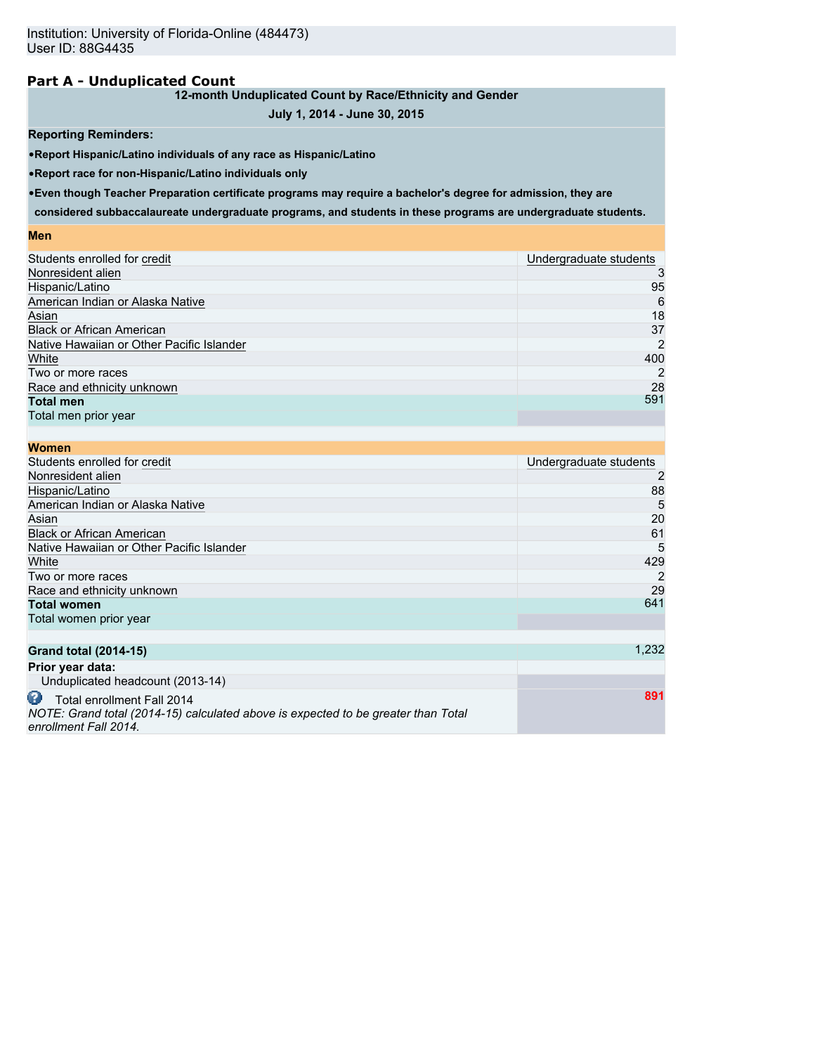Institution: University of Florida-Online (484473)
User ID: 88G4435

## Part A - Unduplicated Count

**12-month Unduplicated Count by Race/Ethnicity and Gender**

**July 1, 2014 - June 30, 2015**

**Reporting Reminders:**

- **Report Hispanic/Latino individuals of any race as Hispanic/Latino**
- **Report race for non-Hispanic/Latino individuals only**
- **Even though Teacher Preparation certificate programs may require a bachelor's degree for admission, they are considered subbaccalaureate undergraduate programs, and students in these programs are undergraduate students.**

**Men**

| Students enrolled for credit | Undergraduate students |
|---|---|
| Nonresident alien | 3 |
| Hispanic/Latino | 95 |
| American Indian or Alaska Native | 6 |
| Asian | 18 |
| Black or African American | 37 |
| Native Hawaiian or Other Pacific Islander | 2 |
| White | 400 |
| Two or more races | 2 |
| Race and ethnicity unknown | 28 |
| **Total men** | 591 |
| Total men prior year | |

**Women**

| Students enrolled for credit | Undergraduate students |
|---|---|
| Nonresident alien | 2 |
| Hispanic/Latino | 88 |
| American Indian or Alaska Native | 5 |
| Asian | 20 |
| Black or African American | 61 |
| Native Hawaiian or Other Pacific Islander | 5 |
| White | 429 |
| Two or more races | 2 |
| Race and ethnicity unknown | 29 |
| **Total women** | 641 |
| Total women prior year | |

| | |
|---|---|
| **Grand total (2014-15)** | 1,232 |
| **Prior year data:** | |
| Unduplicated headcount (2013-14) | |
| Total enrollment Fall 2014<br>*NOTE: Grand total (2014-15) calculated above is expected to be greater than Total enrollment Fall 2014.* | 891 |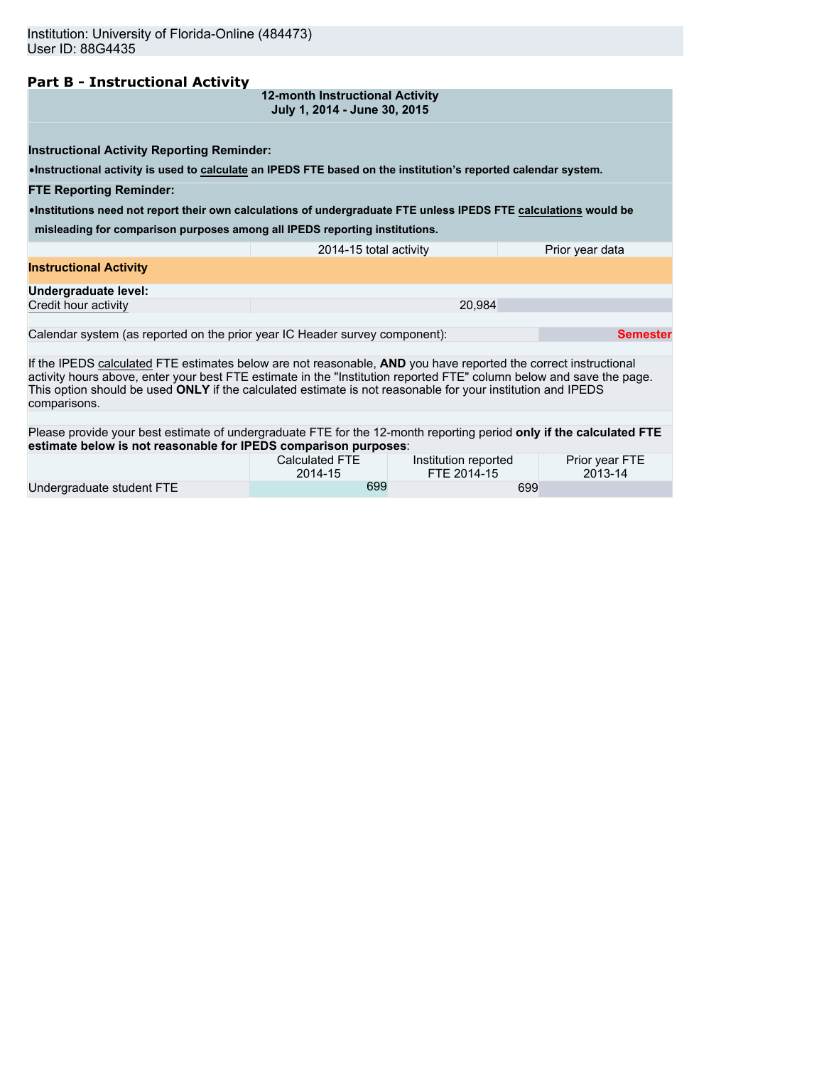Institution: University of Florida-Online (484473)
User ID: 88G4435

## Part B - Instructional Activity

**12-month Instructional Activity**
**July 1, 2014 - June 30, 2015**

**Instructional Activity Reporting Reminder:**

- **Instructional activity is used to calculate an IPEDS FTE based on the institution's reported calendar system.**

**FTE Reporting Reminder:**

- **Institutions need not report their own calculations of undergraduate FTE unless IPEDS FTE calculations would be misleading for comparison purposes among all IPEDS reporting institutions.**

| | 2014-15 total activity | Prior year data |
|---|---|---|
| **Instructional Activity** | | |
| **Undergraduate level:** | | |
| Credit hour activity | 20,984 | |

Calendar system (as reported on the prior year IC Header survey component): **Semester**

If the IPEDS calculated FTE estimates below are not reasonable, **AND** you have reported the correct instructional activity hours above, enter your best FTE estimate in the "Institution reported FTE" column below and save the page. This option should be used **ONLY** if the calculated estimate is not reasonable for your institution and IPEDS comparisons.

Please provide your best estimate of undergraduate FTE for the 12-month reporting period **only if the calculated FTE estimate below is not reasonable for IPEDS comparison purposes**:

| | Calculated FTE 2014-15 | Institution reported FTE 2014-15 | Prior year FTE 2013-14 |
|---|---|---|---|
| Undergraduate student FTE | 699 | 699 | |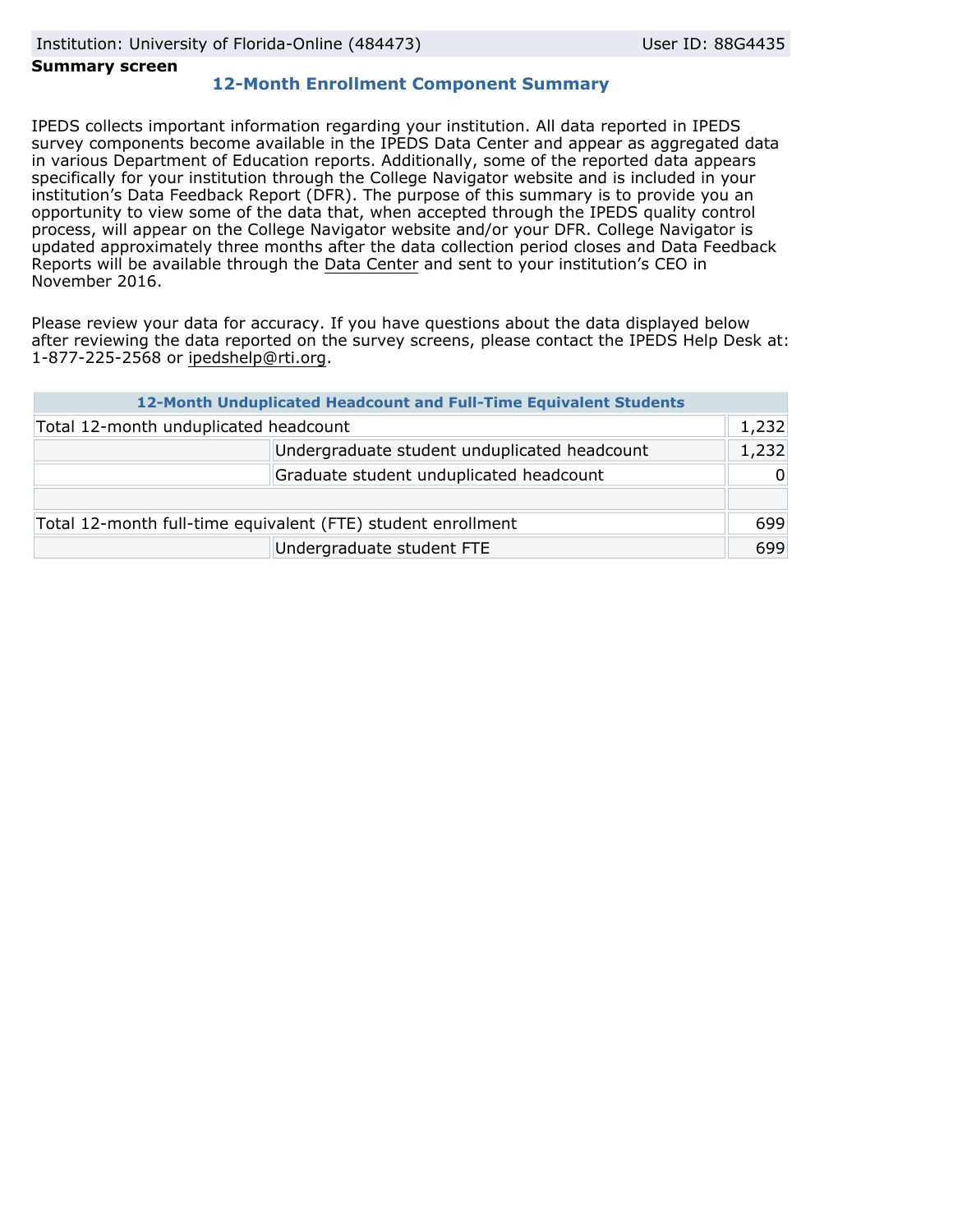Institution: University of Florida-Online (484473) User ID: 88G4435

**Summary screen**

## 12-Month Enrollment Component Summary

IPEDS collects important information regarding your institution. All data reported in IPEDS survey components become available in the IPEDS Data Center and appear as aggregated data in various Department of Education reports. Additionally, some of the reported data appears specifically for your institution through the College Navigator website and is included in your institution's Data Feedback Report (DFR). The purpose of this summary is to provide you an opportunity to view some of the data that, when accepted through the IPEDS quality control process, will appear on the College Navigator website and/or your DFR. College Navigator is updated approximately three months after the data collection period closes and Data Feedback Reports will be available through the Data Center and sent to your institution's CEO in November 2016.

Please review your data for accuracy. If you have questions about the data displayed below after reviewing the data reported on the survey screens, please contact the IPEDS Help Desk at: 1-877-225-2568 or ipedshelp@rti.org.

| 12-Month Unduplicated Headcount and Full-Time Equivalent Students | | |
|---|---|---|
| Total 12-month unduplicated headcount | | 1,232 |
| | Undergraduate student unduplicated headcount | 1,232 |
| | Graduate student unduplicated headcount | 0 |
| | | |
| Total 12-month full-time equivalent (FTE) student enrollment | | 699 |
| | Undergraduate student FTE | 699 |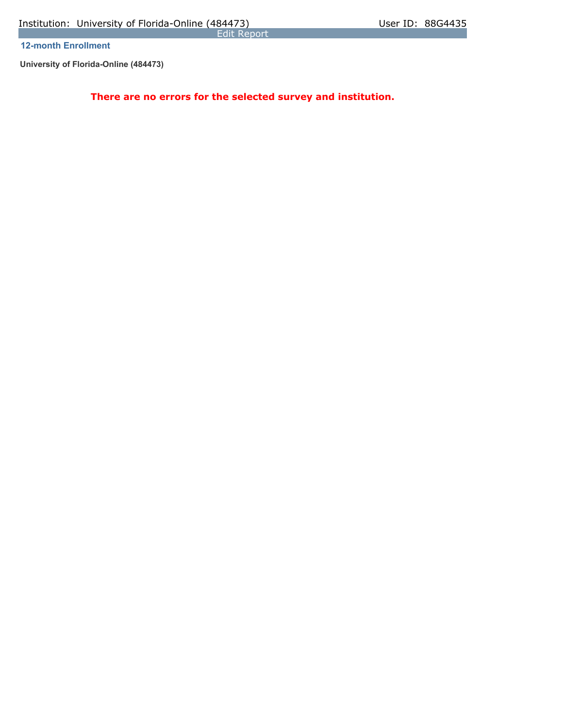**12-month Enrollment**

**University of Florida-Online (484473)**

**There are no errors for the selected survey and institution.**